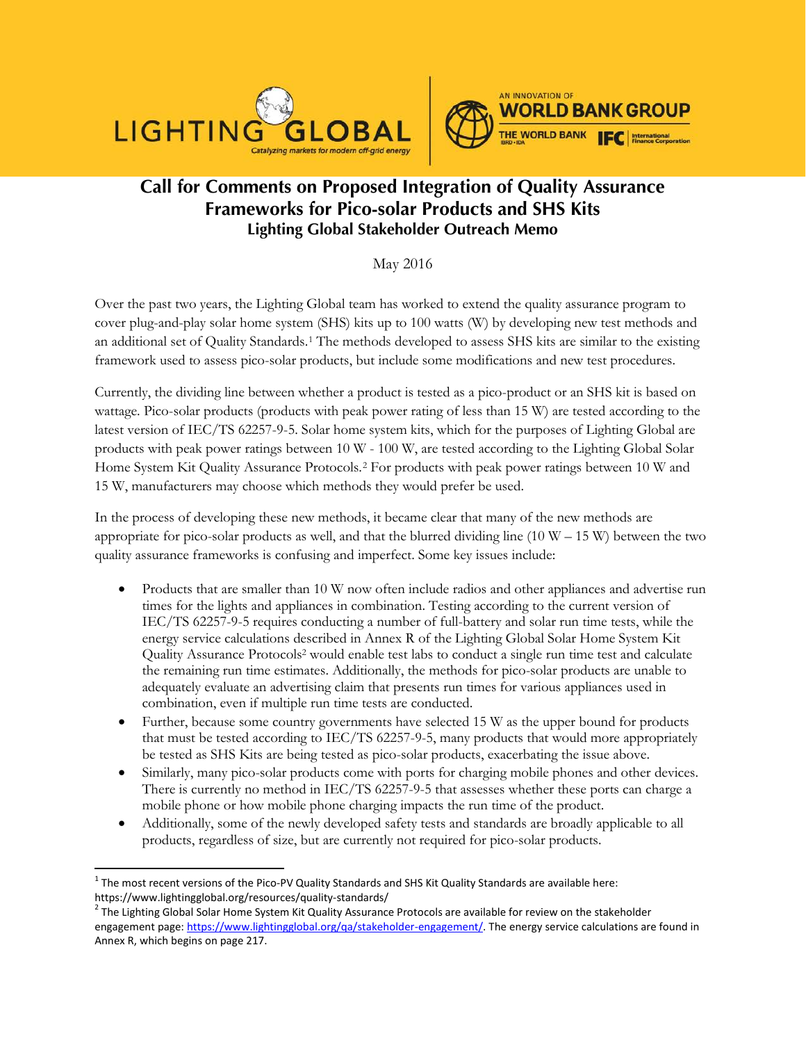LIGHTING GLOBAL
*Catalyzing markets for modern off-grid energy*

AN INNOVATION OF WORLD BANK GROUP
THE WORLD BANK IBRD · IDA | IFC International Finance Corporation

# Call for Comments on Proposed Integration of Quality Assurance Frameworks for Pico-solar Products and SHS Kits

## Lighting Global Stakeholder Outreach Memo

May 2016

Over the past two years, the Lighting Global team has worked to extend the quality assurance program to cover plug-and-play solar home system (SHS) kits up to 100 watts (W) by developing new test methods and an additional set of Quality Standards.[1] The methods developed to assess SHS kits are similar to the existing framework used to assess pico-solar products, but include some modifications and new test procedures.

Currently, the dividing line between whether a product is tested as a pico-product or an SHS kit is based on wattage. Pico-solar products (products with peak power rating of less than 15 W) are tested according to the latest version of IEC/TS 62257-9-5. Solar home system kits, which for the purposes of Lighting Global are products with peak power ratings between 10 W - 100 W, are tested according to the Lighting Global Solar Home System Kit Quality Assurance Protocols.[2] For products with peak power ratings between 10 W and 15 W, manufacturers may choose which methods they would prefer be used.

In the process of developing these new methods, it became clear that many of the new methods are appropriate for pico-solar products as well, and that the blurred dividing line (10 W – 15 W) between the two quality assurance frameworks is confusing and imperfect. Some key issues include:

- Products that are smaller than 10 W now often include radios and other appliances and advertise run times for the lights and appliances in combination. Testing according to the current version of IEC/TS 62257-9-5 requires conducting a number of full-battery and solar run time tests, while the energy service calculations described in Annex R of the Lighting Global Solar Home System Kit Quality Assurance Protocols[2] would enable test labs to conduct a single run time test and calculate the remaining run time estimates. Additionally, the methods for pico-solar products are unable to adequately evaluate an advertising claim that presents run times for various appliances used in combination, even if multiple run time tests are conducted.
- Further, because some country governments have selected 15 W as the upper bound for products that must be tested according to IEC/TS 62257-9-5, many products that would more appropriately be tested as SHS Kits are being tested as pico-solar products, exacerbating the issue above.
- Similarly, many pico-solar products come with ports for charging mobile phones and other devices. There is currently no method in IEC/TS 62257-9-5 that assesses whether these ports can charge a mobile phone or how mobile phone charging impacts the run time of the product.
- Additionally, some of the newly developed safety tests and standards are broadly applicable to all products, regardless of size, but are currently not required for pico-solar products.

---

[1] The most recent versions of the Pico-PV Quality Standards and SHS Kit Quality Standards are available here: https://www.lightingglobal.org/resources/quality-standards/

[2] The Lighting Global Solar Home System Kit Quality Assurance Protocols are available for review on the stakeholder engagement page: https://www.lightingglobal.org/qa/stakeholder-engagement/. The energy service calculations are found in Annex R, which begins on page 217.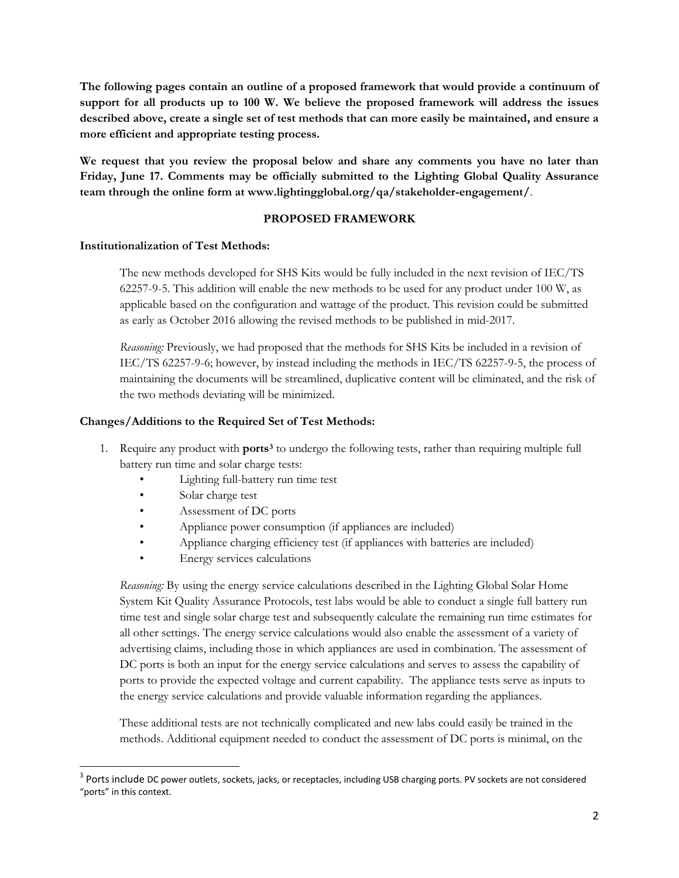**The following pages contain an outline of a proposed framework that would provide a continuum of support for all products up to 100 W. We believe the proposed framework will address the issues described above, create a single set of test methods that can more easily be maintained, and ensure a more efficient and appropriate testing process.**

**We request that you review the proposal below and share any comments you have no later than Friday, June 17. Comments may be officially submitted to the Lighting Global Quality Assurance team through the online form at www.lightingglobal.org/qa/stakeholder-engagement/**.

## PROPOSED FRAMEWORK

### Institutionalization of Test Methods:

The new methods developed for SHS Kits would be fully included in the next revision of IEC/TS 62257-9-5. This addition will enable the new methods to be used for any product under 100 W, as applicable based on the configuration and wattage of the product. This revision could be submitted as early as October 2016 allowing the revised methods to be published in mid-2017.

*Reasoning:* Previously, we had proposed that the methods for SHS Kits be included in a revision of IEC/TS 62257-9-6; however, by instead including the methods in IEC/TS 62257-9-5, the process of maintaining the documents will be streamlined, duplicative content will be eliminated, and the risk of the two methods deviating will be minimized.

### Changes/Additions to the Required Set of Test Methods:

1. Require any product with **ports**[3] to undergo the following tests, rather than requiring multiple full battery run time and solar charge tests:
   - Lighting full-battery run time test
   - Solar charge test
   - Assessment of DC ports
   - Appliance power consumption (if appliances are included)
   - Appliance charging efficiency test (if appliances with batteries are included)
   - Energy services calculations

   *Reasoning:* By using the energy service calculations described in the Lighting Global Solar Home System Kit Quality Assurance Protocols, test labs would be able to conduct a single full battery run time test and single solar charge test and subsequently calculate the remaining run time estimates for all other settings. The energy service calculations would also enable the assessment of a variety of advertising claims, including those in which appliances are used in combination. The assessment of DC ports is both an input for the energy service calculations and serves to assess the capability of ports to provide the expected voltage and current capability. The appliance tests serve as inputs to the energy service calculations and provide valuable information regarding the appliances.

   These additional tests are not technically complicated and new labs could easily be trained in the methods. Additional equipment needed to conduct the assessment of DC ports is minimal, on the

[3] Ports include DC power outlets, sockets, jacks, or receptacles, including USB charging ports. PV sockets are not considered "ports" in this context.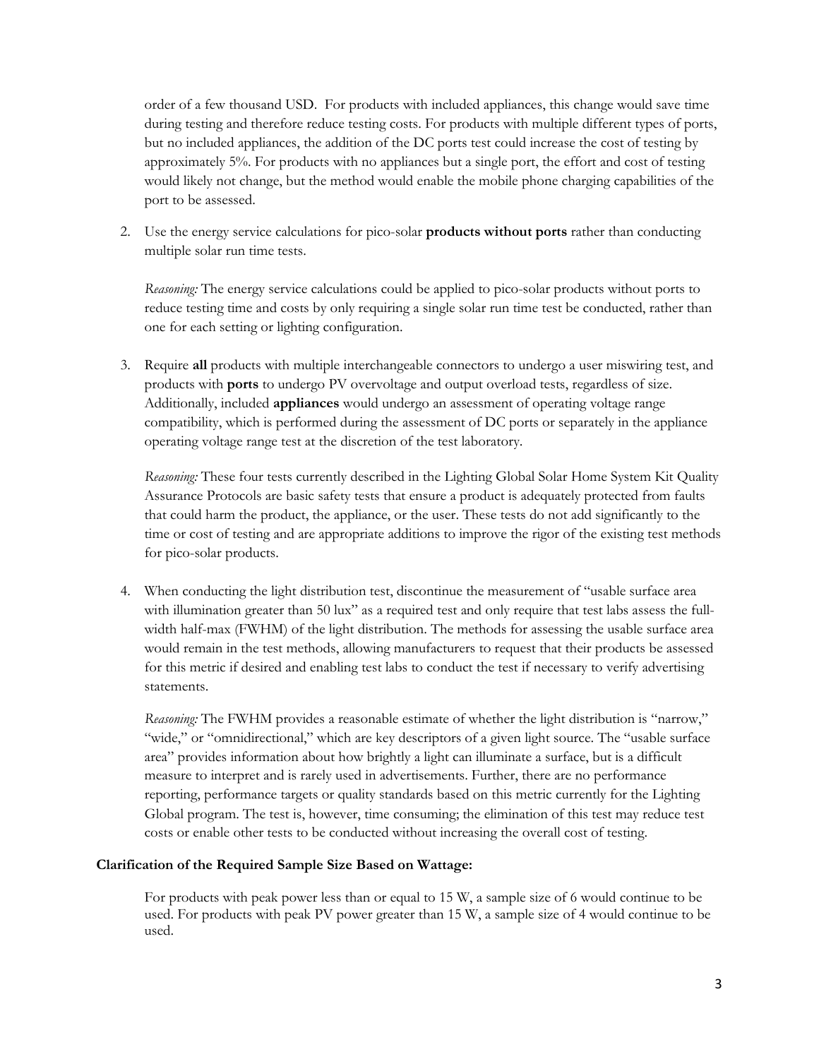order of a few thousand USD. For products with included appliances, this change would save time during testing and therefore reduce testing costs. For products with multiple different types of ports, but no included appliances, the addition of the DC ports test could increase the cost of testing by approximately 5%. For products with no appliances but a single port, the effort and cost of testing would likely not change, but the method would enable the mobile phone charging capabilities of the port to be assessed.

2. Use the energy service calculations for pico-solar **products without ports** rather than conducting multiple solar run time tests.

   *Reasoning:* The energy service calculations could be applied to pico-solar products without ports to reduce testing time and costs by only requiring a single solar run time test be conducted, rather than one for each setting or lighting configuration.

3. Require **all** products with multiple interchangeable connectors to undergo a user miswiring test, and products with **ports** to undergo PV overvoltage and output overload tests, regardless of size. Additionally, included **appliances** would undergo an assessment of operating voltage range compatibility, which is performed during the assessment of DC ports or separately in the appliance operating voltage range test at the discretion of the test laboratory.

   *Reasoning:* These four tests currently described in the Lighting Global Solar Home System Kit Quality Assurance Protocols are basic safety tests that ensure a product is adequately protected from faults that could harm the product, the appliance, or the user. These tests do not add significantly to the time or cost of testing and are appropriate additions to improve the rigor of the existing test methods for pico-solar products.

4. When conducting the light distribution test, discontinue the measurement of "usable surface area with illumination greater than 50 lux" as a required test and only require that test labs assess the full-width half-max (FWHM) of the light distribution. The methods for assessing the usable surface area would remain in the test methods, allowing manufacturers to request that their products be assessed for this metric if desired and enabling test labs to conduct the test if necessary to verify advertising statements.

   *Reasoning:* The FWHM provides a reasonable estimate of whether the light distribution is "narrow," "wide," or "omnidirectional," which are key descriptors of a given light source. The "usable surface area" provides information about how brightly a light can illuminate a surface, but is a difficult measure to interpret and is rarely used in advertisements. Further, there are no performance reporting, performance targets or quality standards based on this metric currently for the Lighting Global program. The test is, however, time consuming; the elimination of this test may reduce test costs or enable other tests to be conducted without increasing the overall cost of testing.

**Clarification of the Required Sample Size Based on Wattage:**

For products with peak power less than or equal to 15 W, a sample size of 6 would continue to be used. For products with peak PV power greater than 15 W, a sample size of 4 would continue to be used.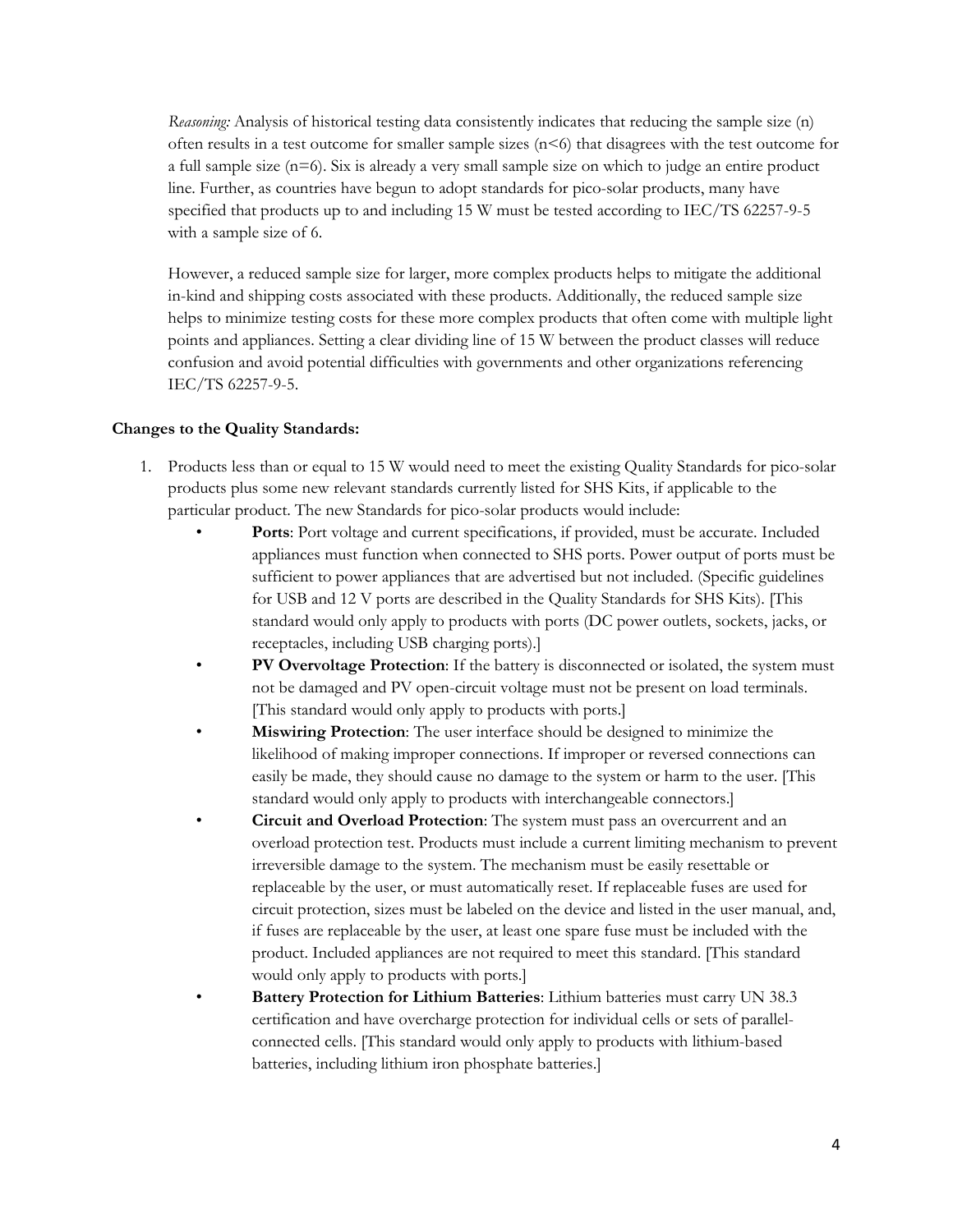*Reasoning:* Analysis of historical testing data consistently indicates that reducing the sample size (n) often results in a test outcome for smaller sample sizes ($n<6$) that disagrees with the test outcome for a full sample size ($n=6$). Six is already a very small sample size on which to judge an entire product line. Further, as countries have begun to adopt standards for pico-solar products, many have specified that products up to and including 15 W must be tested according to IEC/TS 62257-9-5 with a sample size of 6.

However, a reduced sample size for larger, more complex products helps to mitigate the additional in-kind and shipping costs associated with these products. Additionally, the reduced sample size helps to minimize testing costs for these more complex products that often come with multiple light points and appliances. Setting a clear dividing line of 15 W between the product classes will reduce confusion and avoid potential difficulties with governments and other organizations referencing IEC/TS 62257-9-5.

**Changes to the Quality Standards:**

1. Products less than or equal to 15 W would need to meet the existing Quality Standards for pico-solar products plus some new relevant standards currently listed for SHS Kits, if applicable to the particular product. The new Standards for pico-solar products would include:
   - **Ports**: Port voltage and current specifications, if provided, must be accurate. Included appliances must function when connected to SHS ports. Power output of ports must be sufficient to power appliances that are advertised but not included. (Specific guidelines for USB and 12 V ports are described in the Quality Standards for SHS Kits). [This standard would only apply to products with ports (DC power outlets, sockets, jacks, or receptacles, including USB charging ports).]
   - **PV Overvoltage Protection**: If the battery is disconnected or isolated, the system must not be damaged and PV open-circuit voltage must not be present on load terminals. [This standard would only apply to products with ports.]
   - **Miswiring Protection**: The user interface should be designed to minimize the likelihood of making improper connections. If improper or reversed connections can easily be made, they should cause no damage to the system or harm to the user. [This standard would only apply to products with interchangeable connectors.]
   - **Circuit and Overload Protection**: The system must pass an overcurrent and an overload protection test. Products must include a current limiting mechanism to prevent irreversible damage to the system. The mechanism must be easily resettable or replaceable by the user, or must automatically reset. If replaceable fuses are used for circuit protection, sizes must be labeled on the device and listed in the user manual, and, if fuses are replaceable by the user, at least one spare fuse must be included with the product. Included appliances are not required to meet this standard. [This standard would only apply to products with ports.]
   - **Battery Protection for Lithium Batteries**: Lithium batteries must carry UN 38.3 certification and have overcharge protection for individual cells or sets of parallel-connected cells. [This standard would only apply to products with lithium-based batteries, including lithium iron phosphate batteries.]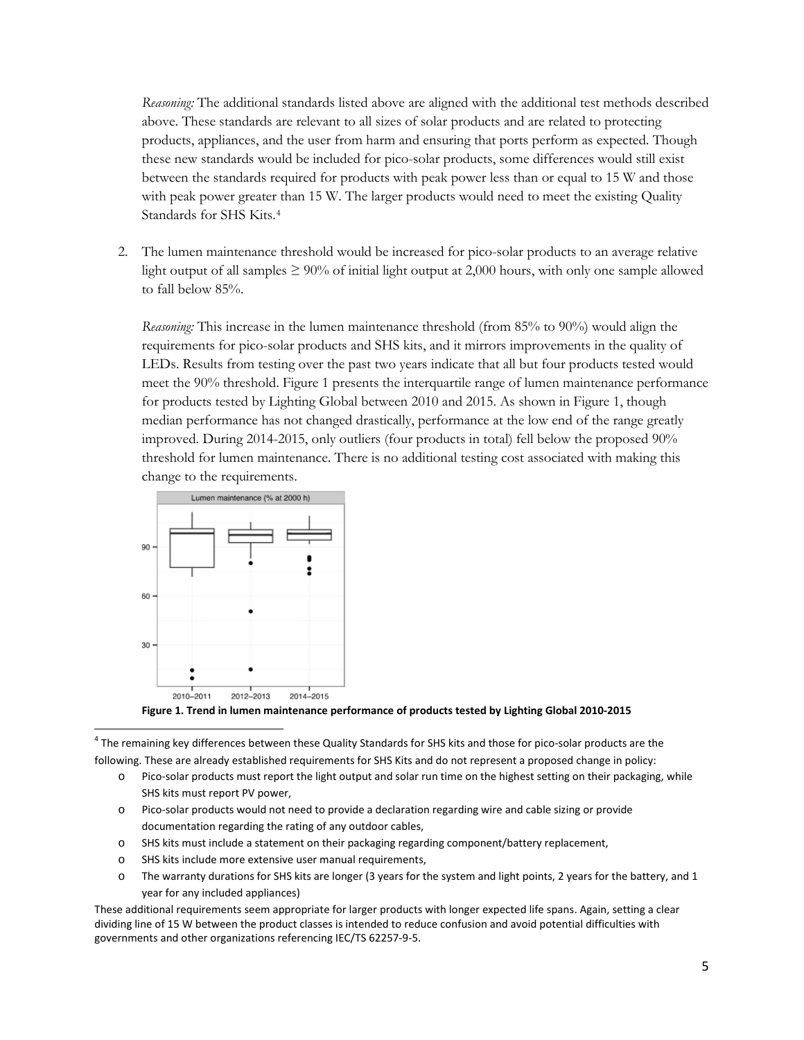*Reasoning:* The additional standards listed above are aligned with the additional test methods described above. These standards are relevant to all sizes of solar products and are related to protecting products, appliances, and the user from harm and ensuring that ports perform as expected. Though these new standards would be included for pico-solar products, some differences would still exist between the standards required for products with peak power less than or equal to 15 W and those with peak power greater than 15 W. The larger products would need to meet the existing Quality Standards for SHS Kits.[4]

2. The lumen maintenance threshold would be increased for pico-solar products to an average relative light output of all samples ≥ 90% of initial light output at 2,000 hours, with only one sample allowed to fall below 85%.

   *Reasoning:* This increase in the lumen maintenance threshold (from 85% to 90%) would align the requirements for pico-solar products and SHS kits, and it mirrors improvements in the quality of LEDs. Results from testing over the past two years indicate that all but four products tested would meet the 90% threshold. Figure 1 presents the interquartile range of lumen maintenance performance for products tested by Lighting Global between 2010 and 2015. As shown in Figure 1, though median performance has not changed drastically, performance at the low end of the range greatly improved. During 2014-2015, only outliers (four products in total) fell below the proposed 90% threshold for lumen maintenance. There is no additional testing cost associated with making this change to the requirements.

**Figure 1. Trend in lumen maintenance performance of products tested by Lighting Global 2010-2015**

---

[4] The remaining key differences between these Quality Standards for SHS kits and those for pico-solar products are the following. These are already established requirements for SHS Kits and do not represent a proposed change in policy:

- Pico-solar products must report the light output and solar run time on the highest setting on their packaging, while SHS kits must report PV power,
- Pico-solar products would not need to provide a declaration regarding wire and cable sizing or provide documentation regarding the rating of any outdoor cables,
- SHS kits must include a statement on their packaging regarding component/battery replacement,
- SHS kits include more extensive user manual requirements,
- The warranty durations for SHS kits are longer (3 years for the system and light points, 2 years for the battery, and 1 year for any included appliances)

These additional requirements seem appropriate for larger products with longer expected life spans. Again, setting a clear dividing line of 15 W between the product classes is intended to reduce confusion and avoid potential difficulties with governments and other organizations referencing IEC/TS 62257-9-5.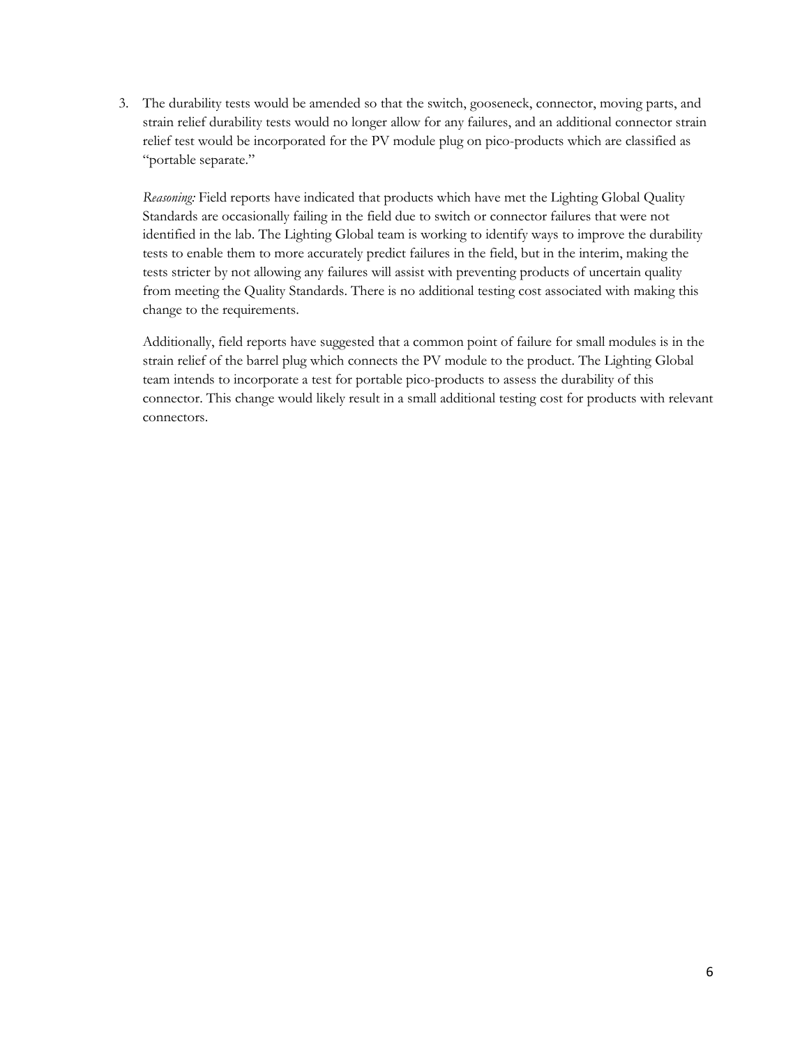3. The durability tests would be amended so that the switch, gooseneck, connector, moving parts, and strain relief durability tests would no longer allow for any failures, and an additional connector strain relief test would be incorporated for the PV module plug on pico-products which are classified as "portable separate."

   *Reasoning:* Field reports have indicated that products which have met the Lighting Global Quality Standards are occasionally failing in the field due to switch or connector failures that were not identified in the lab. The Lighting Global team is working to identify ways to improve the durability tests to enable them to more accurately predict failures in the field, but in the interim, making the tests stricter by not allowing any failures will assist with preventing products of uncertain quality from meeting the Quality Standards. There is no additional testing cost associated with making this change to the requirements.

   Additionally, field reports have suggested that a common point of failure for small modules is in the strain relief of the barrel plug which connects the PV module to the product. The Lighting Global team intends to incorporate a test for portable pico-products to assess the durability of this connector. This change would likely result in a small additional testing cost for products with relevant connectors.